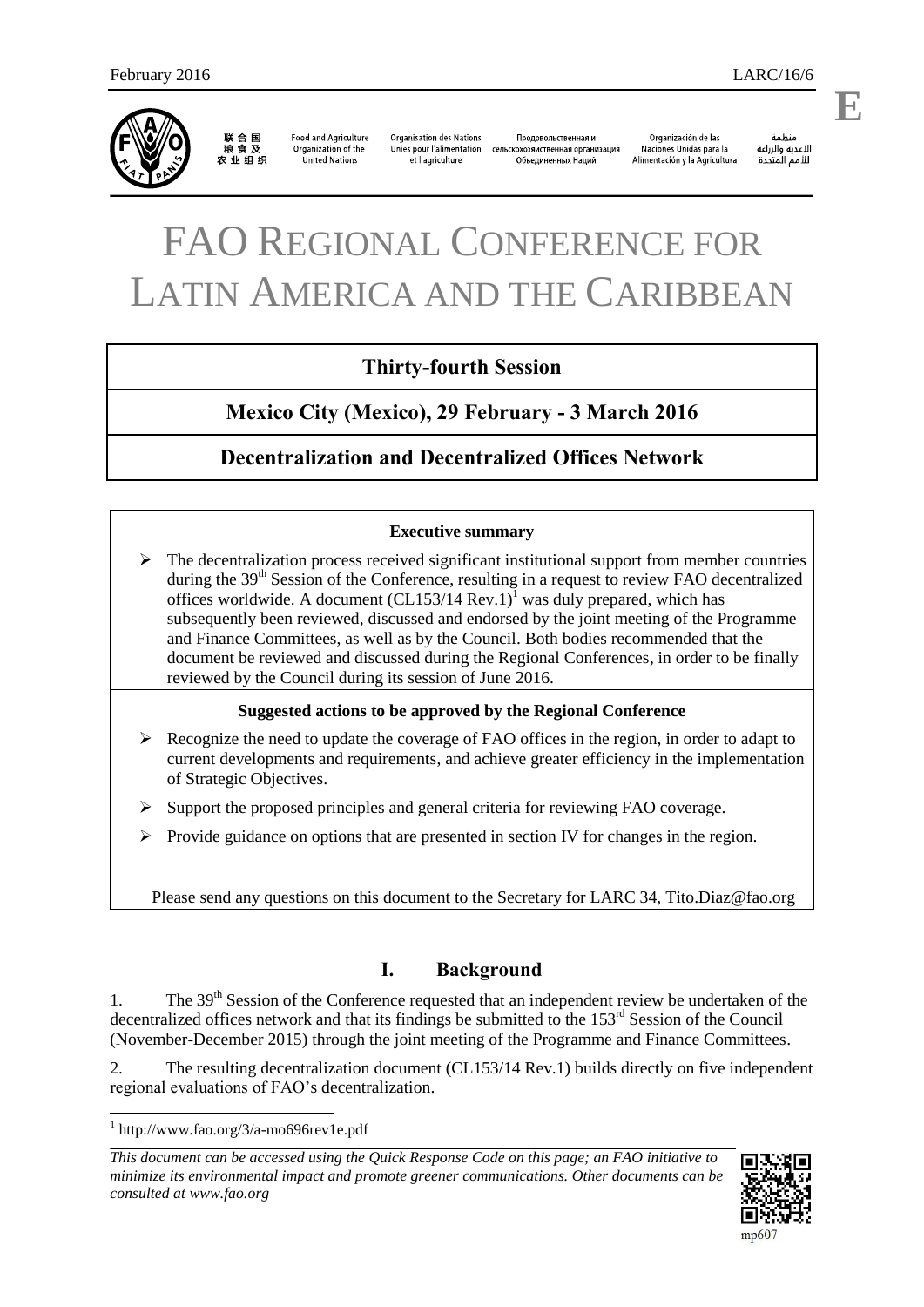February 2016 LARC/16/6

E

联合国粮食及农业组织 Food and Agriculture Organization of the United Nations Organisation des Nations Unies pour l'alimentation et l'agriculture Продовольственная и сельскохозяйственная организация Объединенных Наций Organización de las Naciones Unidas para la Alimentación y la Agricultura منظمة الأغذية والزراعة للأمم المتحدة

# FAO REGIONAL CONFERENCE FOR LATIN AMERICA AND THE CARIBBEAN

## Thirty-fourth Session

## Mexico City (Mexico), 29 February - 3 March 2016

## Decentralization and Decentralized Offices Network

**Executive summary**

- The decentralization process received significant institutional support from member countries during the 39th Session of the Conference, resulting in a request to review FAO decentralized offices worldwide. A document (CL153/14 Rev.1)[1] was duly prepared, which has subsequently been reviewed, discussed and endorsed by the joint meeting of the Programme and Finance Committees, as well as by the Council. Both bodies recommended that the document be reviewed and discussed during the Regional Conferences, in order to be finally reviewed by the Council during its session of June 2016.

**Suggested actions to be approved by the Regional Conference**

- Recognize the need to update the coverage of FAO offices in the region, in order to adapt to current developments and requirements, and achieve greater efficiency in the implementation of Strategic Objectives.
- Support the proposed principles and general criteria for reviewing FAO coverage.
- Provide guidance on options that are presented in section IV for changes in the region.

Please send any questions on this document to the Secretary for LARC 34, Tito.Diaz@fao.org

## I. Background

1. The 39th Session of the Conference requested that an independent review be undertaken of the decentralized offices network and that its findings be submitted to the 153rd Session of the Council (November-December 2015) through the joint meeting of the Programme and Finance Committees.

2. The resulting decentralization document (CL153/14 Rev.1) builds directly on five independent regional evaluations of FAO's decentralization.

[1] http://www.fao.org/3/a-mo696rev1e.pdf

*This document can be accessed using the Quick Response Code on this page; an FAO initiative to minimize its environmental impact and promote greener communications. Other documents can be consulted at www.fao.org*

mp607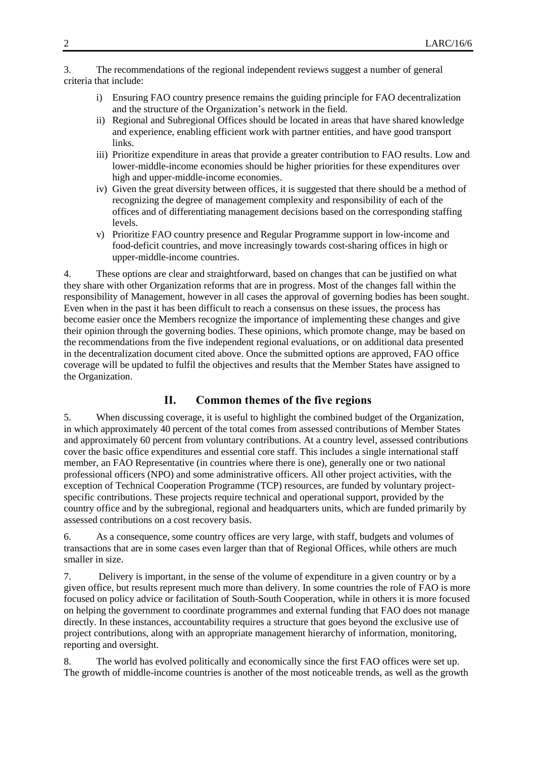3. The recommendations of the regional independent reviews suggest a number of general criteria that include:

i) Ensuring FAO country presence remains the guiding principle for FAO decentralization and the structure of the Organization's network in the field.

ii) Regional and Subregional Offices should be located in areas that have shared knowledge and experience, enabling efficient work with partner entities, and have good transport links.

iii) Prioritize expenditure in areas that provide a greater contribution to FAO results. Low and lower-middle-income economies should be higher priorities for these expenditures over high and upper-middle-income economies.

iv) Given the great diversity between offices, it is suggested that there should be a method of recognizing the degree of management complexity and responsibility of each of the offices and of differentiating management decisions based on the corresponding staffing levels.

v) Prioritize FAO country presence and Regular Programme support in low-income and food-deficit countries, and move increasingly towards cost-sharing offices in high or upper-middle-income countries.

4. These options are clear and straightforward, based on changes that can be justified on what they share with other Organization reforms that are in progress. Most of the changes fall within the responsibility of Management, however in all cases the approval of governing bodies has been sought. Even when in the past it has been difficult to reach a consensus on these issues, the process has become easier once the Members recognize the importance of implementing these changes and give their opinion through the governing bodies. These opinions, which promote change, may be based on the recommendations from the five independent regional evaluations, or on additional data presented in the decentralization document cited above. Once the submitted options are approved, FAO office coverage will be updated to fulfil the objectives and results that the Member States have assigned to the Organization.

## II. Common themes of the five regions

5. When discussing coverage, it is useful to highlight the combined budget of the Organization, in which approximately 40 percent of the total comes from assessed contributions of Member States and approximately 60 percent from voluntary contributions. At a country level, assessed contributions cover the basic office expenditures and essential core staff. This includes a single international staff member, an FAO Representative (in countries where there is one), generally one or two national professional officers (NPO) and some administrative officers. All other project activities, with the exception of Technical Cooperation Programme (TCP) resources, are funded by voluntary project-specific contributions. These projects require technical and operational support, provided by the country office and by the subregional, regional and headquarters units, which are funded primarily by assessed contributions on a cost recovery basis.

6. As a consequence, some country offices are very large, with staff, budgets and volumes of transactions that are in some cases even larger than that of Regional Offices, while others are much smaller in size.

7. Delivery is important, in the sense of the volume of expenditure in a given country or by a given office, but results represent much more than delivery. In some countries the role of FAO is more focused on policy advice or facilitation of South-South Cooperation, while in others it is more focused on helping the government to coordinate programmes and external funding that FAO does not manage directly. In these instances, accountability requires a structure that goes beyond the exclusive use of project contributions, along with an appropriate management hierarchy of information, monitoring, reporting and oversight.

8. The world has evolved politically and economically since the first FAO offices were set up. The growth of middle-income countries is another of the most noticeable trends, as well as the growth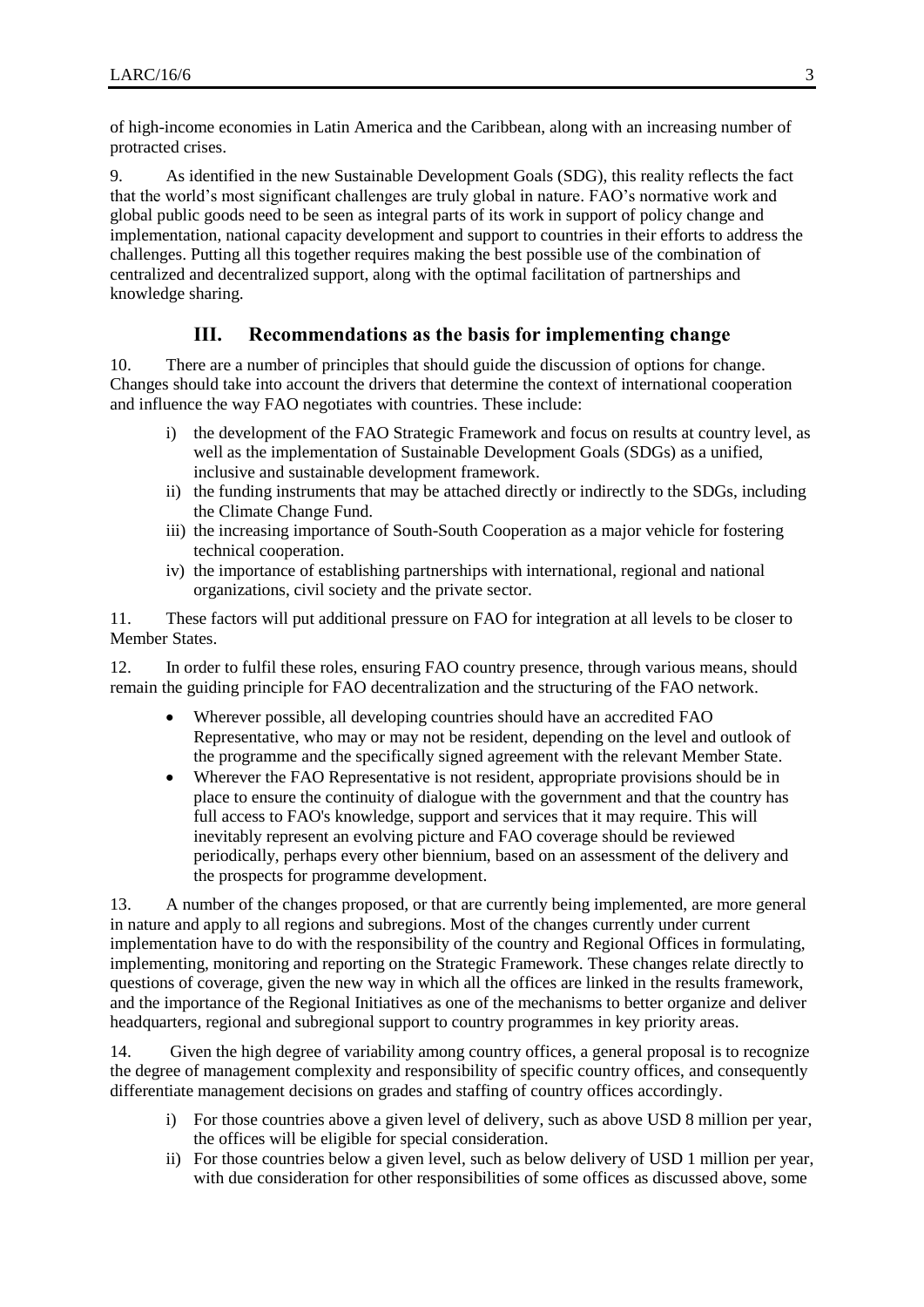of high-income economies in Latin America and the Caribbean, along with an increasing number of protracted crises.

9. As identified in the new Sustainable Development Goals (SDG), this reality reflects the fact that the world's most significant challenges are truly global in nature. FAO's normative work and global public goods need to be seen as integral parts of its work in support of policy change and implementation, national capacity development and support to countries in their efforts to address the challenges. Putting all this together requires making the best possible use of the combination of centralized and decentralized support, along with the optimal facilitation of partnerships and knowledge sharing.

## III. Recommendations as the basis for implementing change

10. There are a number of principles that should guide the discussion of options for change. Changes should take into account the drivers that determine the context of international cooperation and influence the way FAO negotiates with countries. These include:

i) the development of the FAO Strategic Framework and focus on results at country level, as well as the implementation of Sustainable Development Goals (SDGs) as a unified, inclusive and sustainable development framework.
ii) the funding instruments that may be attached directly or indirectly to the SDGs, including the Climate Change Fund.
iii) the increasing importance of South-South Cooperation as a major vehicle for fostering technical cooperation.
iv) the importance of establishing partnerships with international, regional and national organizations, civil society and the private sector.

11. These factors will put additional pressure on FAO for integration at all levels to be closer to Member States.

12. In order to fulfil these roles, ensuring FAO country presence, through various means, should remain the guiding principle for FAO decentralization and the structuring of the FAO network.

- Wherever possible, all developing countries should have an accredited FAO Representative, who may or may not be resident, depending on the level and outlook of the programme and the specifically signed agreement with the relevant Member State.
- Wherever the FAO Representative is not resident, appropriate provisions should be in place to ensure the continuity of dialogue with the government and that the country has full access to FAO's knowledge, support and services that it may require. This will inevitably represent an evolving picture and FAO coverage should be reviewed periodically, perhaps every other biennium, based on an assessment of the delivery and the prospects for programme development.

13. A number of the changes proposed, or that are currently being implemented, are more general in nature and apply to all regions and subregions. Most of the changes currently under current implementation have to do with the responsibility of the country and Regional Offices in formulating, implementing, monitoring and reporting on the Strategic Framework. These changes relate directly to questions of coverage, given the new way in which all the offices are linked in the results framework, and the importance of the Regional Initiatives as one of the mechanisms to better organize and deliver headquarters, regional and subregional support to country programmes in key priority areas.

14. Given the high degree of variability among country offices, a general proposal is to recognize the degree of management complexity and responsibility of specific country offices, and consequently differentiate management decisions on grades and staffing of country offices accordingly.

i) For those countries above a given level of delivery, such as above USD 8 million per year, the offices will be eligible for special consideration.
ii) For those countries below a given level, such as below delivery of USD 1 million per year, with due consideration for other responsibilities of some offices as discussed above, some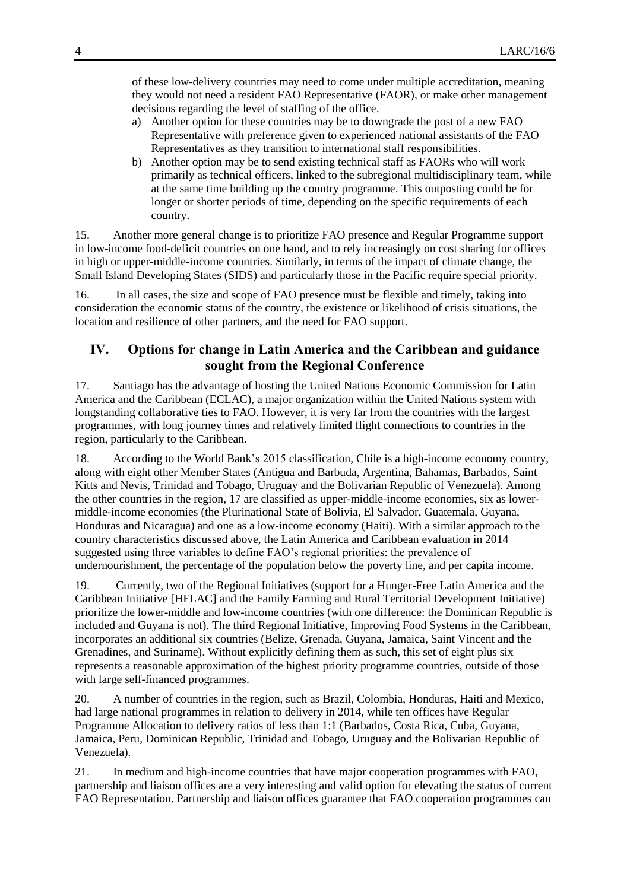of these low-delivery countries may need to come under multiple accreditation, meaning they would not need a resident FAO Representative (FAOR), or make other management decisions regarding the level of staffing of the office.

a) Another option for these countries may be to downgrade the post of a new FAO Representative with preference given to experienced national assistants of the FAO Representatives as they transition to international staff responsibilities.
b) Another option may be to send existing technical staff as FAORs who will work primarily as technical officers, linked to the subregional multidisciplinary team, while at the same time building up the country programme. This outposting could be for longer or shorter periods of time, depending on the specific requirements of each country.

15. Another more general change is to prioritize FAO presence and Regular Programme support in low-income food-deficit countries on one hand, and to rely increasingly on cost sharing for offices in high or upper-middle-income countries. Similarly, in terms of the impact of climate change, the Small Island Developing States (SIDS) and particularly those in the Pacific require special priority.

16. In all cases, the size and scope of FAO presence must be flexible and timely, taking into consideration the economic status of the country, the existence or likelihood of crisis situations, the location and resilience of other partners, and the need for FAO support.

## IV. Options for change in Latin America and the Caribbean and guidance sought from the Regional Conference

17. Santiago has the advantage of hosting the United Nations Economic Commission for Latin America and the Caribbean (ECLAC), a major organization within the United Nations system with longstanding collaborative ties to FAO. However, it is very far from the countries with the largest programmes, with long journey times and relatively limited flight connections to countries in the region, particularly to the Caribbean.

18. According to the World Bank's 2015 classification, Chile is a high-income economy country, along with eight other Member States (Antigua and Barbuda, Argentina, Bahamas, Barbados, Saint Kitts and Nevis, Trinidad and Tobago, Uruguay and the Bolivarian Republic of Venezuela). Among the other countries in the region, 17 are classified as upper-middle-income economies, six as lower-middle-income economies (the Plurinational State of Bolivia, El Salvador, Guatemala, Guyana, Honduras and Nicaragua) and one as a low-income economy (Haiti). With a similar approach to the country characteristics discussed above, the Latin America and Caribbean evaluation in 2014 suggested using three variables to define FAO's regional priorities: the prevalence of undernourishment, the percentage of the population below the poverty line, and per capita income.

19. Currently, two of the Regional Initiatives (support for a Hunger-Free Latin America and the Caribbean Initiative [HFLAC] and the Family Farming and Rural Territorial Development Initiative) prioritize the lower-middle and low-income countries (with one difference: the Dominican Republic is included and Guyana is not). The third Regional Initiative, Improving Food Systems in the Caribbean, incorporates an additional six countries (Belize, Grenada, Guyana, Jamaica, Saint Vincent and the Grenadines, and Suriname). Without explicitly defining them as such, this set of eight plus six represents a reasonable approximation of the highest priority programme countries, outside of those with large self-financed programmes.

20. A number of countries in the region, such as Brazil, Colombia, Honduras, Haiti and Mexico, had large national programmes in relation to delivery in 2014, while ten offices have Regular Programme Allocation to delivery ratios of less than 1:1 (Barbados, Costa Rica, Cuba, Guyana, Jamaica, Peru, Dominican Republic, Trinidad and Tobago, Uruguay and the Bolivarian Republic of Venezuela).

21. In medium and high-income countries that have major cooperation programmes with FAO, partnership and liaison offices are a very interesting and valid option for elevating the status of current FAO Representation. Partnership and liaison offices guarantee that FAO cooperation programmes can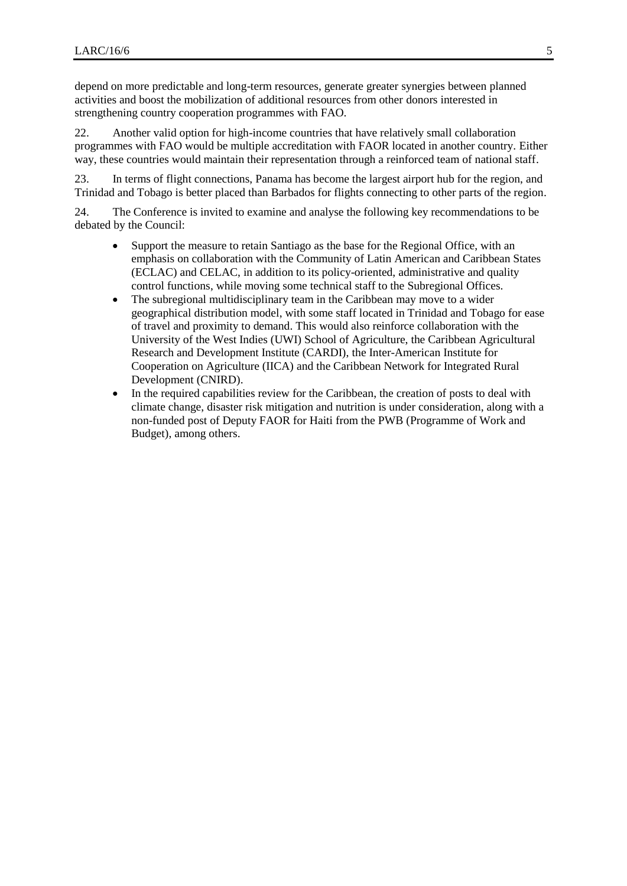depend on more predictable and long-term resources, generate greater synergies between planned activities and boost the mobilization of additional resources from other donors interested in strengthening country cooperation programmes with FAO.

22. Another valid option for high-income countries that have relatively small collaboration programmes with FAO would be multiple accreditation with FAOR located in another country. Either way, these countries would maintain their representation through a reinforced team of national staff.

23. In terms of flight connections, Panama has become the largest airport hub for the region, and Trinidad and Tobago is better placed than Barbados for flights connecting to other parts of the region.

24. The Conference is invited to examine and analyse the following key recommendations to be debated by the Council:

- Support the measure to retain Santiago as the base for the Regional Office, with an emphasis on collaboration with the Community of Latin American and Caribbean States (ECLAC) and CELAC, in addition to its policy-oriented, administrative and quality control functions, while moving some technical staff to the Subregional Offices.
- The subregional multidisciplinary team in the Caribbean may move to a wider geographical distribution model, with some staff located in Trinidad and Tobago for ease of travel and proximity to demand. This would also reinforce collaboration with the University of the West Indies (UWI) School of Agriculture, the Caribbean Agricultural Research and Development Institute (CARDI), the Inter-American Institute for Cooperation on Agriculture (IICA) and the Caribbean Network for Integrated Rural Development (CNIRD).
- In the required capabilities review for the Caribbean, the creation of posts to deal with climate change, disaster risk mitigation and nutrition is under consideration, along with a non-funded post of Deputy FAOR for Haiti from the PWB (Programme of Work and Budget), among others.